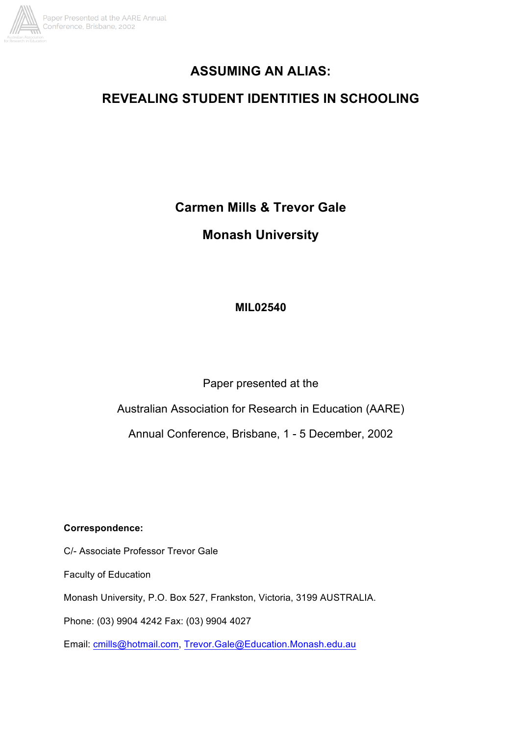# ASSUMING AN ALIAS:

# REVEALING STUDENT IDENTITIES IN SCHOOLING

**Carmen Mills & Trevor Gale**

**Monash University**

**MIL02540**

Paper presented at the

Australian Association for Research in Education (AARE)

Annual Conference, Brisbane, 1 - 5 December, 2002

**Correspondence:**

C/- Associate Professor Trevor Gale

Faculty of Education

Monash University, P.O. Box 527, Frankston, Victoria, 3199 AUSTRALIA.

Phone: (03) 9904 4242 Fax: (03) 9904 4027

Email: cmills@hotmail.com, Trevor.Gale@Education.Monash.edu.au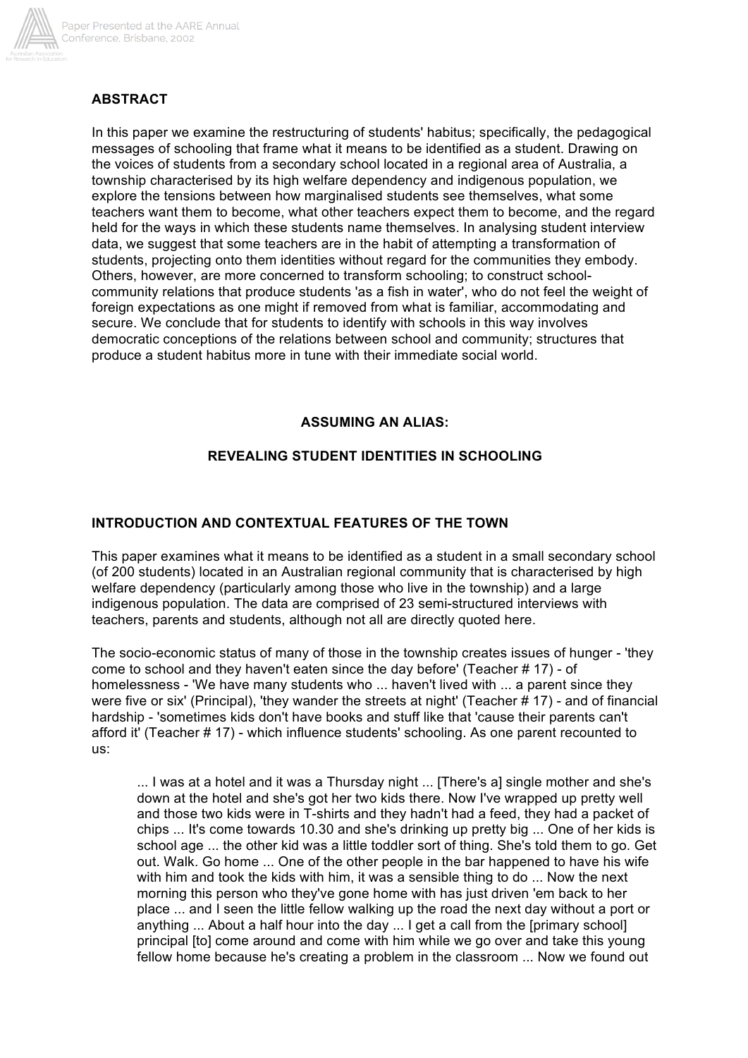## ABSTRACT

In this paper we examine the restructuring of students' habitus; specifically, the pedagogical messages of schooling that frame what it means to be identified as a student. Drawing on the voices of students from a secondary school located in a regional area of Australia, a township characterised by its high welfare dependency and indigenous population, we explore the tensions between how marginalised students see themselves, what some teachers want them to become, what other teachers expect them to become, and the regard held for the ways in which these students name themselves. In analysing student interview data, we suggest that some teachers are in the habit of attempting a transformation of students, projecting onto them identities without regard for the communities they embody. Others, however, are more concerned to transform schooling; to construct school-community relations that produce students 'as a fish in water', who do not feel the weight of foreign expectations as one might if removed from what is familiar, accommodating and secure. We conclude that for students to identify with schools in this way involves democratic conceptions of the relations between school and community; structures that produce a student habitus more in tune with their immediate social world.

# ASSUMING AN ALIAS:

# REVEALING STUDENT IDENTITIES IN SCHOOLING

## INTRODUCTION AND CONTEXTUAL FEATURES OF THE TOWN

This paper examines what it means to be identified as a student in a small secondary school (of 200 students) located in an Australian regional community that is characterised by high welfare dependency (particularly among those who live in the township) and a large indigenous population. The data are comprised of 23 semi-structured interviews with teachers, parents and students, although not all are directly quoted here.

The socio-economic status of many of those in the township creates issues of hunger - 'they come to school and they haven't eaten since the day before' (Teacher # 17) - of homelessness - 'We have many students who ... haven't lived with ... a parent since they were five or six' (Principal), 'they wander the streets at night' (Teacher # 17) - and of financial hardship - 'sometimes kids don't have books and stuff like that 'cause their parents can't afford it' (Teacher # 17) - which influence students' schooling. As one parent recounted to us:

> ... I was at a hotel and it was a Thursday night ... [There's a] single mother and she's down at the hotel and she's got her two kids there. Now I've wrapped up pretty well and those two kids were in T-shirts and they hadn't had a feed, they had a packet of chips ... It's come towards 10.30 and she's drinking up pretty big ... One of her kids is school age ... the other kid was a little toddler sort of thing. She's told them to go. Get out. Walk. Go home ... One of the other people in the bar happened to have his wife with him and took the kids with him, it was a sensible thing to do ... Now the next morning this person who they've gone home with has just driven 'em back to her place ... and I seen the little fellow walking up the road the next day without a port or anything ... About a half hour into the day ... I get a call from the [primary school] principal [to] come around and come with him while we go over and take this young fellow home because he's creating a problem in the classroom ... Now we found out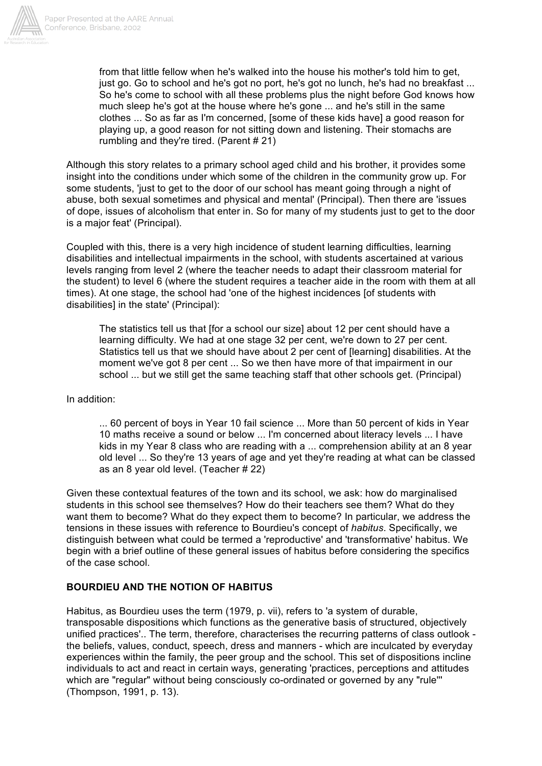> from that little fellow when he's walked into the house his mother's told him to get, just go. Go to school and he's got no port, he's got no lunch, he's had no breakfast ... So he's come to school with all these problems plus the night before God knows how much sleep he's got at the house where he's gone ... and he's still in the same clothes ... So as far as I'm concerned, [some of these kids have] a good reason for playing up, a good reason for not sitting down and listening. Their stomachs are rumbling and they're tired. (Parent # 21)

Although this story relates to a primary school aged child and his brother, it provides some insight into the conditions under which some of the children in the community grow up. For some students, 'just to get to the door of our school has meant going through a night of abuse, both sexual sometimes and physical and mental' (Principal). Then there are 'issues of dope, issues of alcoholism that enter in. So for many of my students just to get to the door is a major feat' (Principal).

Coupled with this, there is a very high incidence of student learning difficulties, learning disabilities and intellectual impairments in the school, with students ascertained at various levels ranging from level 2 (where the teacher needs to adapt their classroom material for the student) to level 6 (where the student requires a teacher aide in the room with them at all times). At one stage, the school had 'one of the highest incidences [of students with disabilities] in the state' (Principal):

> The statistics tell us that [for a school our size] about 12 per cent should have a learning difficulty. We had at one stage 32 per cent, we're down to 27 per cent. Statistics tell us that we should have about 2 per cent of [learning] disabilities. At the moment we've got 8 per cent ... So we then have more of that impairment in our school ... but we still get the same teaching staff that other schools get. (Principal)

In addition:

> ... 60 percent of boys in Year 10 fail science ... More than 50 percent of kids in Year 10 maths receive a sound or below ... I'm concerned about literacy levels ... I have kids in my Year 8 class who are reading with a ... comprehension ability at an 8 year old level ... So they're 13 years of age and yet they're reading at what can be classed as an 8 year old level. (Teacher # 22)

Given these contextual features of the town and its school, we ask: how do marginalised students in this school see themselves? How do their teachers see them? What do they want them to become? What do they expect them to become? In particular, we address the tensions in these issues with reference to Bourdieu's concept of *habitus*. Specifically, we distinguish between what could be termed a 'reproductive' and 'transformative' habitus. We begin with a brief outline of these general issues of habitus before considering the specifics of the case school.

## BOURDIEU AND THE NOTION OF HABITUS

Habitus, as Bourdieu uses the term (1979, p. vii), refers to 'a system of durable, transposable dispositions which functions as the generative basis of structured, objectively unified practices'.. The term, therefore, characterises the recurring patterns of class outlook - the beliefs, values, conduct, speech, dress and manners - which are inculcated by everyday experiences within the family, the peer group and the school. This set of dispositions incline individuals to act and react in certain ways, generating 'practices, perceptions and attitudes which are "regular" without being consciously co-ordinated or governed by any "rule"' (Thompson, 1991, p. 13).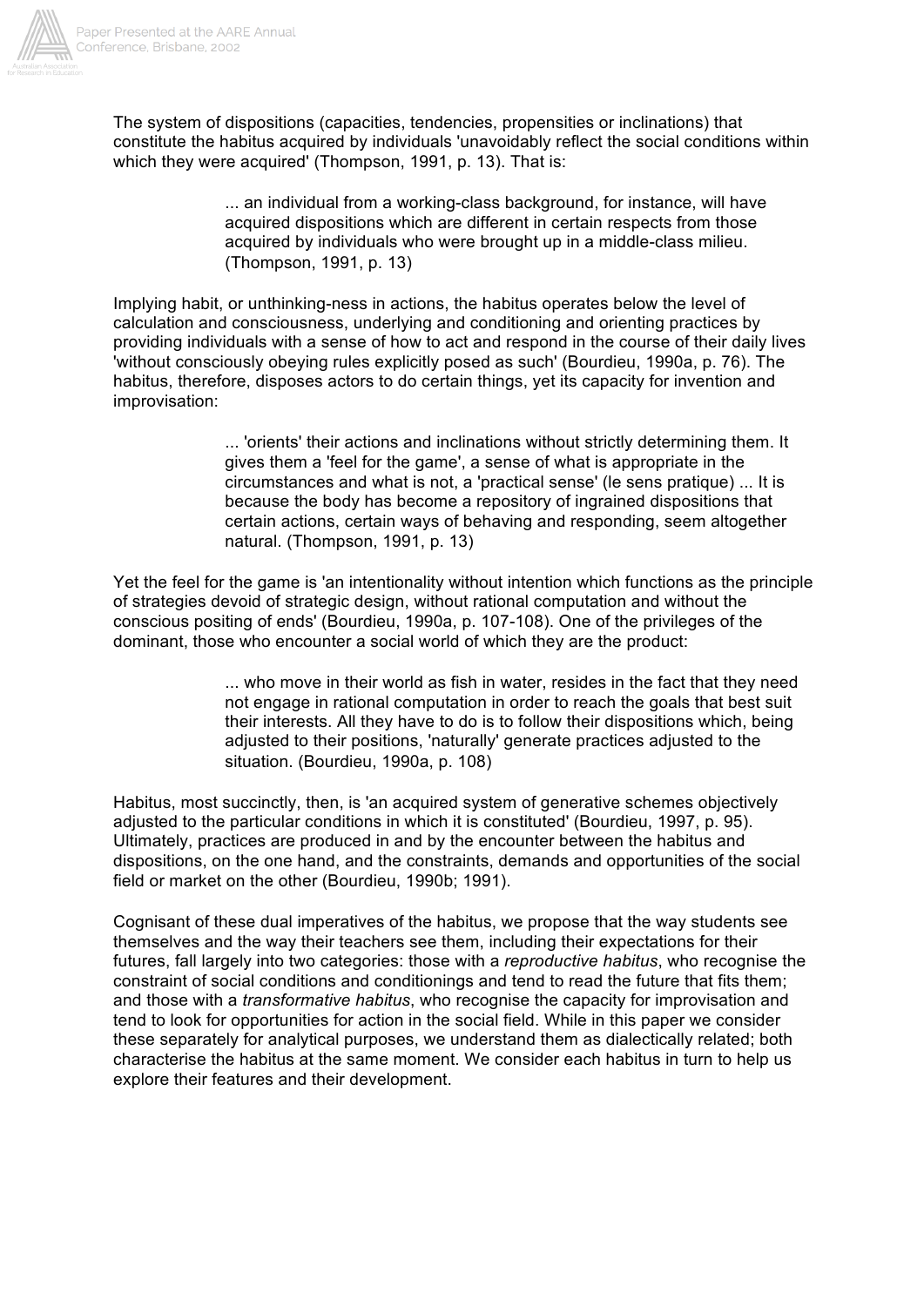The system of dispositions (capacities, tendencies, propensities or inclinations) that constitute the habitus acquired by individuals 'unavoidably reflect the social conditions within which they were acquired' (Thompson, 1991, p. 13). That is:

> ... an individual from a working-class background, for instance, will have acquired dispositions which are different in certain respects from those acquired by individuals who were brought up in a middle-class milieu. (Thompson, 1991, p. 13)

Implying habit, or unthinking-ness in actions, the habitus operates below the level of calculation and consciousness, underlying and conditioning and orienting practices by providing individuals with a sense of how to act and respond in the course of their daily lives 'without consciously obeying rules explicitly posed as such' (Bourdieu, 1990a, p. 76). The habitus, therefore, disposes actors to do certain things, yet its capacity for invention and improvisation:

> ... 'orients' their actions and inclinations without strictly determining them. It gives them a 'feel for the game', a sense of what is appropriate in the circumstances and what is not, a 'practical sense' (le sens pratique) ... It is because the body has become a repository of ingrained dispositions that certain actions, certain ways of behaving and responding, seem altogether natural. (Thompson, 1991, p. 13)

Yet the feel for the game is 'an intentionality without intention which functions as the principle of strategies devoid of strategic design, without rational computation and without the conscious positing of ends' (Bourdieu, 1990a, p. 107-108). One of the privileges of the dominant, those who encounter a social world of which they are the product:

> ... who move in their world as fish in water, resides in the fact that they need not engage in rational computation in order to reach the goals that best suit their interests. All they have to do is to follow their dispositions which, being adjusted to their positions, 'naturally' generate practices adjusted to the situation. (Bourdieu, 1990a, p. 108)

Habitus, most succinctly, then, is 'an acquired system of generative schemes objectively adjusted to the particular conditions in which it is constituted' (Bourdieu, 1997, p. 95). Ultimately, practices are produced in and by the encounter between the habitus and dispositions, on the one hand, and the constraints, demands and opportunities of the social field or market on the other (Bourdieu, 1990b; 1991).

Cognisant of these dual imperatives of the habitus, we propose that the way students see themselves and the way their teachers see them, including their expectations for their futures, fall largely into two categories: those with a *reproductive habitus*, who recognise the constraint of social conditions and conditionings and tend to read the future that fits them; and those with a *transformative habitus*, who recognise the capacity for improvisation and tend to look for opportunities for action in the social field. While in this paper we consider these separately for analytical purposes, we understand them as dialectically related; both characterise the habitus at the same moment. We consider each habitus in turn to help us explore their features and their development.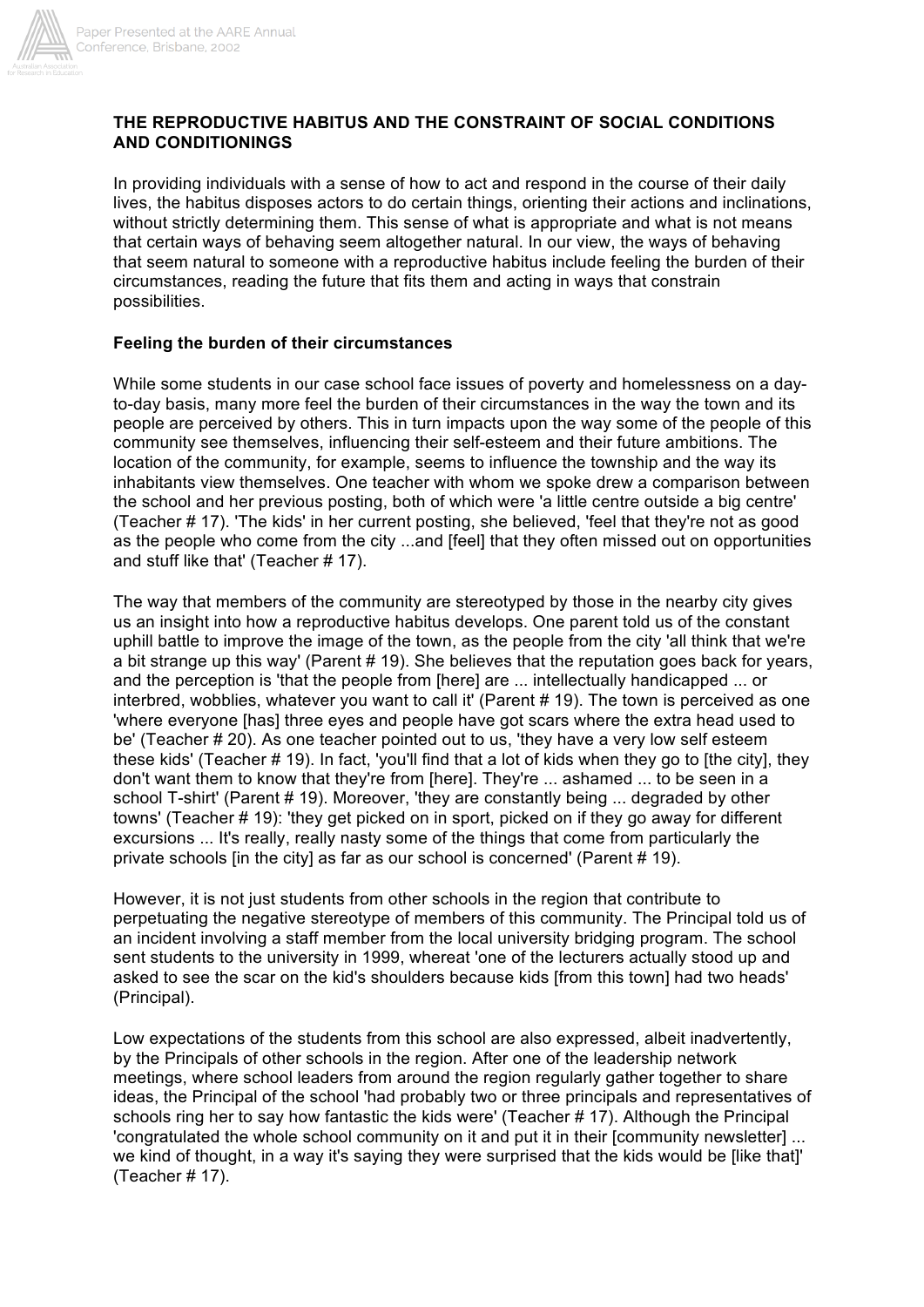**THE REPRODUCTIVE HABITUS AND THE CONSTRAINT OF SOCIAL CONDITIONS AND CONDITIONINGS**

In providing individuals with a sense of how to act and respond in the course of their daily lives, the habitus disposes actors to do certain things, orienting their actions and inclinations, without strictly determining them. This sense of what is appropriate and what is not means that certain ways of behaving seem altogether natural. In our view, the ways of behaving that seem natural to someone with a reproductive habitus include feeling the burden of their circumstances, reading the future that fits them and acting in ways that constrain possibilities.

**Feeling the burden of their circumstances**

While some students in our case school face issues of poverty and homelessness on a day-to-day basis, many more feel the burden of their circumstances in the way the town and its people are perceived by others. This in turn impacts upon the way some of the people of this community see themselves, influencing their self-esteem and their future ambitions. The location of the community, for example, seems to influence the township and the way its inhabitants view themselves. One teacher with whom we spoke drew a comparison between the school and her previous posting, both of which were 'a little centre outside a big centre' (Teacher # 17). 'The kids' in her current posting, she believed, 'feel that they're not as good as the people who come from the city ...and [feel] that they often missed out on opportunities and stuff like that' (Teacher # 17).

The way that members of the community are stereotyped by those in the nearby city gives us an insight into how a reproductive habitus develops. One parent told us of the constant uphill battle to improve the image of the town, as the people from the city 'all think that we're a bit strange up this way' (Parent # 19). She believes that the reputation goes back for years, and the perception is 'that the people from [here] are ... intellectually handicapped ... or interbred, wobblies, whatever you want to call it' (Parent # 19). The town is perceived as one 'where everyone [has] three eyes and people have got scars where the extra head used to be' (Teacher # 20). As one teacher pointed out to us, 'they have a very low self esteem these kids' (Teacher # 19). In fact, 'you'll find that a lot of kids when they go to [the city], they don't want them to know that they're from [here]. They're ... ashamed ... to be seen in a school T-shirt' (Parent # 19). Moreover, 'they are constantly being ... degraded by other towns' (Teacher # 19): 'they get picked on in sport, picked on if they go away for different excursions ... It's really, really nasty some of the things that come from particularly the private schools [in the city] as far as our school is concerned' (Parent # 19).

However, it is not just students from other schools in the region that contribute to perpetuating the negative stereotype of members of this community. The Principal told us of an incident involving a staff member from the local university bridging program. The school sent students to the university in 1999, whereat 'one of the lecturers actually stood up and asked to see the scar on the kid's shoulders because kids [from this town] had two heads' (Principal).

Low expectations of the students from this school are also expressed, albeit inadvertently, by the Principals of other schools in the region. After one of the leadership network meetings, where school leaders from around the region regularly gather together to share ideas, the Principal of the school 'had probably two or three principals and representatives of schools ring her to say how fantastic the kids were' (Teacher # 17). Although the Principal 'congratulated the whole school community on it and put it in their [community newsletter] ... we kind of thought, in a way it's saying they were surprised that the kids would be [like that]' (Teacher # 17).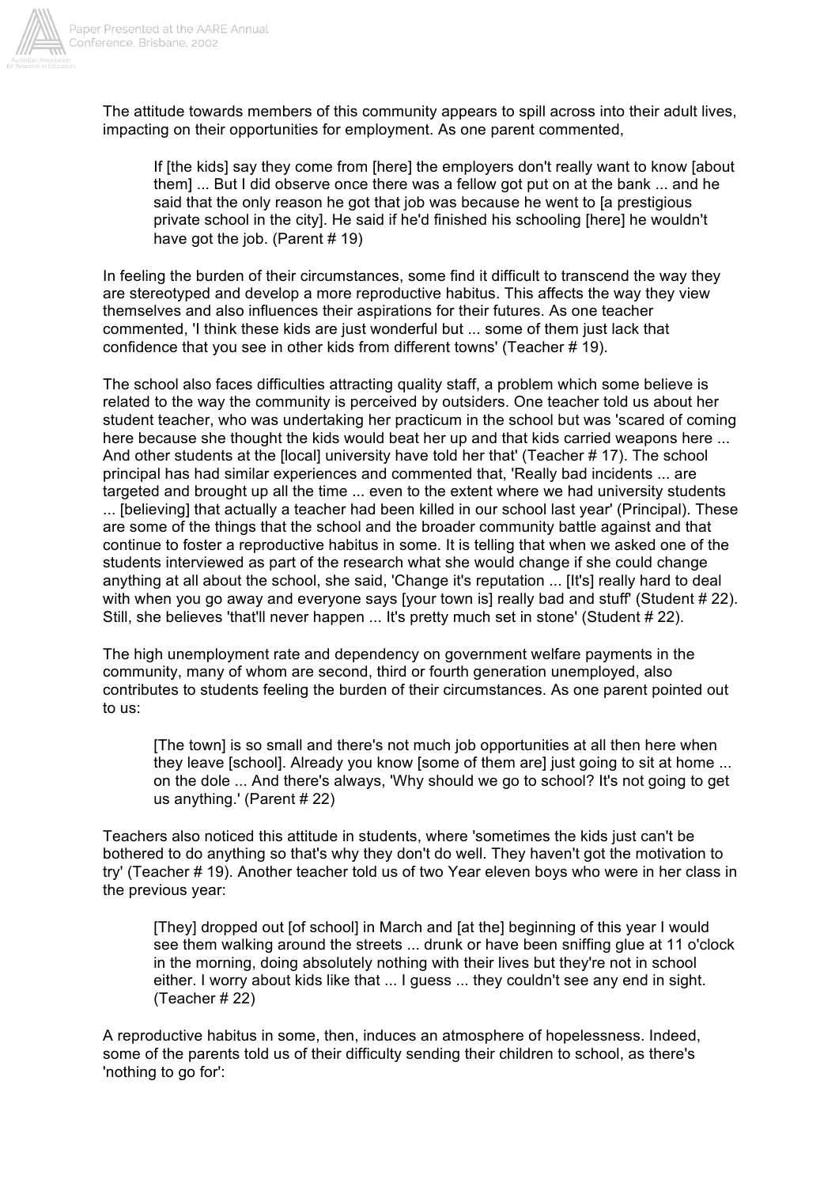The attitude towards members of this community appears to spill across into their adult lives, impacting on their opportunities for employment. As one parent commented,

> If [the kids] say they come from [here] the employers don't really want to know [about them] ... But I did observe once there was a fellow got put on at the bank ... and he said that the only reason he got that job was because he went to [a prestigious private school in the city]. He said if he'd finished his schooling [here] he wouldn't have got the job. (Parent # 19)

In feeling the burden of their circumstances, some find it difficult to transcend the way they are stereotyped and develop a more reproductive habitus. This affects the way they view themselves and also influences their aspirations for their futures. As one teacher commented, 'I think these kids are just wonderful but ... some of them just lack that confidence that you see in other kids from different towns' (Teacher # 19).

The school also faces difficulties attracting quality staff, a problem which some believe is related to the way the community is perceived by outsiders. One teacher told us about her student teacher, who was undertaking her practicum in the school but was 'scared of coming here because she thought the kids would beat her up and that kids carried weapons here ... And other students at the [local] university have told her that' (Teacher # 17). The school principal has had similar experiences and commented that, 'Really bad incidents ... are targeted and brought up all the time ... even to the extent where we had university students ... [believing] that actually a teacher had been killed in our school last year' (Principal). These are some of the things that the school and the broader community battle against and that continue to foster a reproductive habitus in some. It is telling that when we asked one of the students interviewed as part of the research what she would change if she could change anything at all about the school, she said, 'Change it's reputation ... [It's] really hard to deal with when you go away and everyone says [your town is] really bad and stuff' (Student # 22). Still, she believes 'that'll never happen ... It's pretty much set in stone' (Student # 22).

The high unemployment rate and dependency on government welfare payments in the community, many of whom are second, third or fourth generation unemployed, also contributes to students feeling the burden of their circumstances. As one parent pointed out to us:

> [The town] is so small and there's not much job opportunities at all then here when they leave [school]. Already you know [some of them are] just going to sit at home ... on the dole ... And there's always, 'Why should we go to school? It's not going to get us anything.' (Parent # 22)

Teachers also noticed this attitude in students, where 'sometimes the kids just can't be bothered to do anything so that's why they don't do well. They haven't got the motivation to try' (Teacher # 19). Another teacher told us of two Year eleven boys who were in her class in the previous year:

> [They] dropped out [of school] in March and [at the] beginning of this year I would see them walking around the streets ... drunk or have been sniffing glue at 11 o'clock in the morning, doing absolutely nothing with their lives but they're not in school either. I worry about kids like that ... I guess ... they couldn't see any end in sight. (Teacher # 22)

A reproductive habitus in some, then, induces an atmosphere of hopelessness. Indeed, some of the parents told us of their difficulty sending their children to school, as there's 'nothing to go for':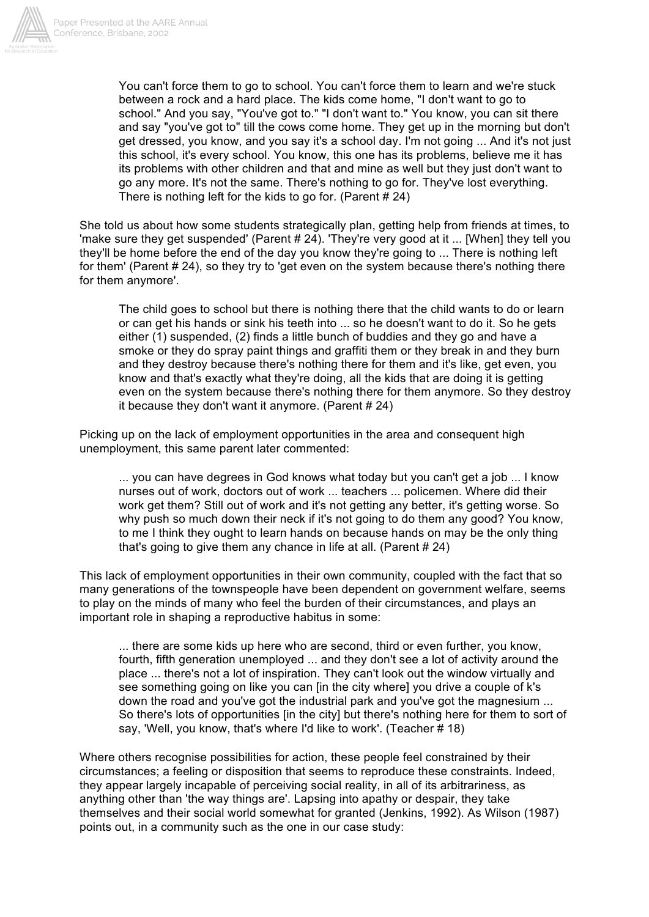> You can't force them to go to school. You can't force them to learn and we're stuck between a rock and a hard place. The kids come home, "I don't want to go to school." And you say, "You've got to." "I don't want to." You know, you can sit there and say "you've got to" till the cows come home. They get up in the morning but don't get dressed, you know, and you say it's a school day. I'm not going ... And it's not just this school, it's every school. You know, this one has its problems, believe me it has its problems with other children and that and mine as well but they just don't want to go any more. It's not the same. There's nothing to go for. They've lost everything. There is nothing left for the kids to go for. (Parent # 24)

She told us about how some students strategically plan, getting help from friends at times, to 'make sure they get suspended' (Parent # 24). 'They're very good at it ... [When] they tell you they'll be home before the end of the day you know they're going to ... There is nothing left for them' (Parent # 24), so they try to 'get even on the system because there's nothing there for them anymore'.

> The child goes to school but there is nothing there that the child wants to do or learn or can get his hands or sink his teeth into ... so he doesn't want to do it. So he gets either (1) suspended, (2) finds a little bunch of buddies and they go and have a smoke or they do spray paint things and graffiti them or they break in and they burn and they destroy because there's nothing there for them and it's like, get even, you know and that's exactly what they're doing, all the kids that are doing it is getting even on the system because there's nothing there for them anymore. So they destroy it because they don't want it anymore. (Parent # 24)

Picking up on the lack of employment opportunities in the area and consequent high unemployment, this same parent later commented:

> ... you can have degrees in God knows what today but you can't get a job ... I know nurses out of work, doctors out of work ... teachers ... policemen. Where did their work get them? Still out of work and it's not getting any better, it's getting worse. So why push so much down their neck if it's not going to do them any good? You know, to me I think they ought to learn hands on because hands on may be the only thing that's going to give them any chance in life at all. (Parent # 24)

This lack of employment opportunities in their own community, coupled with the fact that so many generations of the townspeople have been dependent on government welfare, seems to play on the minds of many who feel the burden of their circumstances, and plays an important role in shaping a reproductive habitus in some:

> ... there are some kids up here who are second, third or even further, you know, fourth, fifth generation unemployed ... and they don't see a lot of activity around the place ... there's not a lot of inspiration. They can't look out the window virtually and see something going on like you can [in the city where] you drive a couple of k's down the road and you've got the industrial park and you've got the magnesium ... So there's lots of opportunities [in the city] but there's nothing here for them to sort of say, 'Well, you know, that's where I'd like to work'. (Teacher # 18)

Where others recognise possibilities for action, these people feel constrained by their circumstances; a feeling or disposition that seems to reproduce these constraints. Indeed, they appear largely incapable of perceiving social reality, in all of its arbitrariness, as anything other than 'the way things are'. Lapsing into apathy or despair, they take themselves and their social world somewhat for granted (Jenkins, 1992). As Wilson (1987) points out, in a community such as the one in our case study: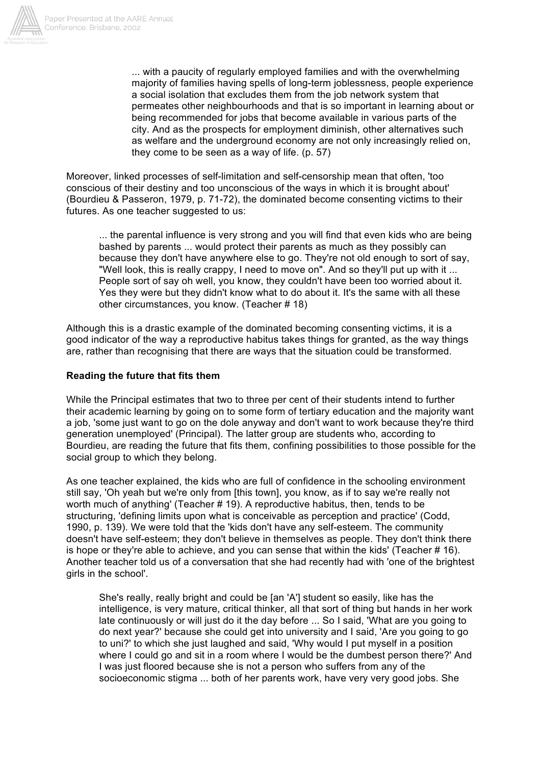> ... with a paucity of regularly employed families and with the overwhelming majority of families having spells of long-term joblessness, people experience a social isolation that excludes them from the job network system that permeates other neighbourhoods and that is so important in learning about or being recommended for jobs that become available in various parts of the city. And as the prospects for employment diminish, other alternatives such as welfare and the underground economy are not only increasingly relied on, they come to be seen as a way of life. (p. 57)

Moreover, linked processes of self-limitation and self-censorship mean that often, 'too conscious of their destiny and too unconscious of the ways in which it is brought about' (Bourdieu & Passeron, 1979, p. 71-72), the dominated become consenting victims to their futures. As one teacher suggested to us:

> ... the parental influence is very strong and you will find that even kids who are being bashed by parents ... would protect their parents as much as they possibly can because they don't have anywhere else to go. They're not old enough to sort of say, "Well look, this is really crappy, I need to move on". And so they'll put up with it ... People sort of say oh well, you know, they couldn't have been too worried about it. Yes they were but they didn't know what to do about it. It's the same with all these other circumstances, you know. (Teacher # 18)

Although this is a drastic example of the dominated becoming consenting victims, it is a good indicator of the way a reproductive habitus takes things for granted, as the way things are, rather than recognising that there are ways that the situation could be transformed.

**Reading the future that fits them**

While the Principal estimates that two to three per cent of their students intend to further their academic learning by going on to some form of tertiary education and the majority want a job, 'some just want to go on the dole anyway and don't want to work because they're third generation unemployed' (Principal). The latter group are students who, according to Bourdieu, are reading the future that fits them, confining possibilities to those possible for the social group to which they belong.

As one teacher explained, the kids who are full of confidence in the schooling environment still say, 'Oh yeah but we're only from [this town], you know, as if to say we're really not worth much of anything' (Teacher # 19). A reproductive habitus, then, tends to be structuring, 'defining limits upon what is conceivable as perception and practice' (Codd, 1990, p. 139). We were told that the 'kids don't have any self-esteem. The community doesn't have self-esteem; they don't believe in themselves as people. They don't think there is hope or they're able to achieve, and you can sense that within the kids' (Teacher # 16). Another teacher told us of a conversation that she had recently had with 'one of the brightest girls in the school'.

> She's really, really bright and could be [an 'A'] student so easily, like has the intelligence, is very mature, critical thinker, all that sort of thing but hands in her work late continuously or will just do it the day before ... So I said, 'What are you going to do next year?' because she could get into university and I said, 'Are you going to go to uni?' to which she just laughed and said, 'Why would I put myself in a position where I could go and sit in a room where I would be the dumbest person there?' And I was just floored because she is not a person who suffers from any of the socioeconomic stigma ... both of her parents work, have very very good jobs. She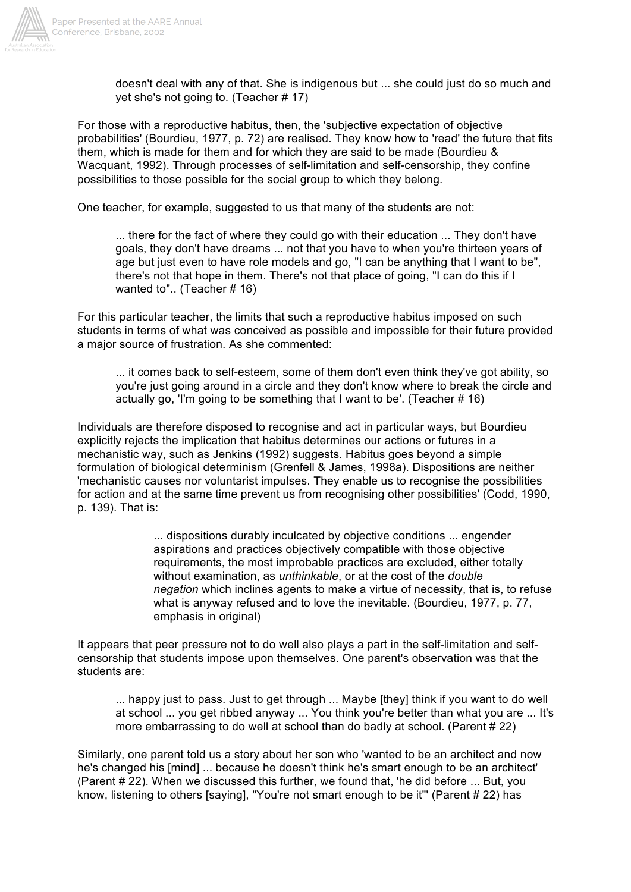> doesn't deal with any of that. She is indigenous but ... she could just do so much and yet she's not going to. (Teacher # 17)

For those with a reproductive habitus, then, the 'subjective expectation of objective probabilities' (Bourdieu, 1977, p. 72) are realised. They know how to 'read' the future that fits them, which is made for them and for which they are said to be made (Bourdieu & Wacquant, 1992). Through processes of self-limitation and self-censorship, they confine possibilities to those possible for the social group to which they belong.

One teacher, for example, suggested to us that many of the students are not:

> ... there for the fact of where they could go with their education ... They don't have goals, they don't have dreams ... not that you have to when you're thirteen years of age but just even to have role models and go, "I can be anything that I want to be", there's not that hope in them. There's not that place of going, "I can do this if I wanted to".. (Teacher # 16)

For this particular teacher, the limits that such a reproductive habitus imposed on such students in terms of what was conceived as possible and impossible for their future provided a major source of frustration. As she commented:

> ... it comes back to self-esteem, some of them don't even think they've got ability, so you're just going around in a circle and they don't know where to break the circle and actually go, 'I'm going to be something that I want to be'. (Teacher # 16)

Individuals are therefore disposed to recognise and act in particular ways, but Bourdieu explicitly rejects the implication that habitus determines our actions or futures in a mechanistic way, such as Jenkins (1992) suggests. Habitus goes beyond a simple formulation of biological determinism (Grenfell & James, 1998a). Dispositions are neither 'mechanistic causes nor voluntarist impulses. They enable us to recognise the possibilities for action and at the same time prevent us from recognising other possibilities' (Codd, 1990, p. 139). That is:

> ... dispositions durably inculcated by objective conditions ... engender aspirations and practices objectively compatible with those objective requirements, the most improbable practices are excluded, either totally without examination, as *unthinkable*, or at the cost of the *double negation* which inclines agents to make a virtue of necessity, that is, to refuse what is anyway refused and to love the inevitable. (Bourdieu, 1977, p. 77, emphasis in original)

It appears that peer pressure not to do well also plays a part in the self-limitation and self-censorship that students impose upon themselves. One parent's observation was that the students are:

> ... happy just to pass. Just to get through ... Maybe [they] think if you want to do well at school ... you get ribbed anyway ... You think you're better than what you are ... It's more embarrassing to do well at school than do badly at school. (Parent # 22)

Similarly, one parent told us a story about her son who 'wanted to be an architect and now he's changed his [mind] ... because he doesn't think he's smart enough to be an architect' (Parent # 22). When we discussed this further, we found that, 'he did before ... But, you know, listening to others [saying], "You're not smart enough to be it"' (Parent # 22) has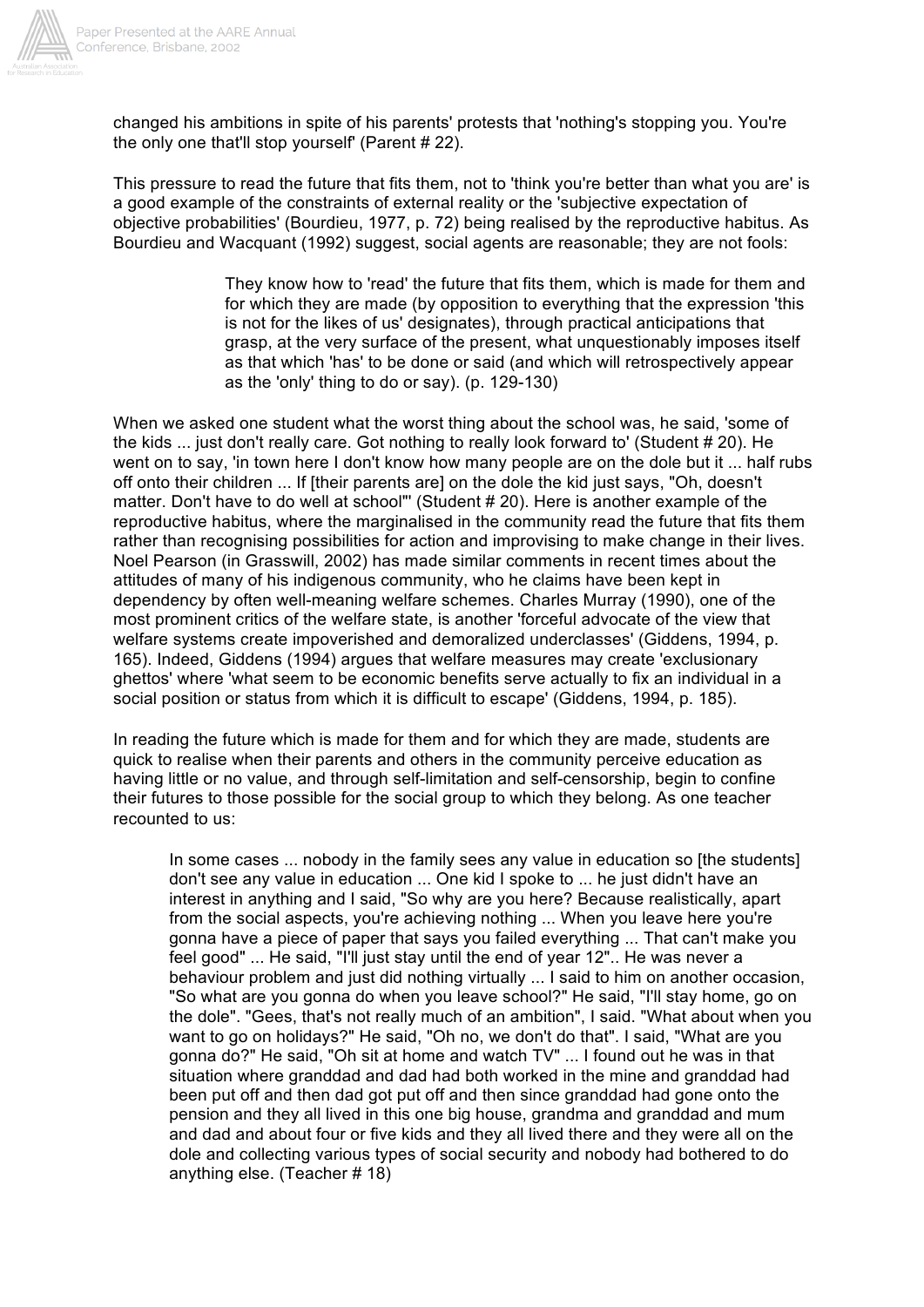changed his ambitions in spite of his parents' protests that 'nothing's stopping you. You're the only one that'll stop yourself' (Parent # 22).

This pressure to read the future that fits them, not to 'think you're better than what you are' is a good example of the constraints of external reality or the 'subjective expectation of objective probabilities' (Bourdieu, 1977, p. 72) being realised by the reproductive habitus. As Bourdieu and Wacquant (1992) suggest, social agents are reasonable; they are not fools:

> They know how to 'read' the future that fits them, which is made for them and for which they are made (by opposition to everything that the expression 'this is not for the likes of us' designates), through practical anticipations that grasp, at the very surface of the present, what unquestionably imposes itself as that which 'has' to be done or said (and which will retrospectively appear as the 'only' thing to do or say). (p. 129-130)

When we asked one student what the worst thing about the school was, he said, 'some of the kids ... just don't really care. Got nothing to really look forward to' (Student # 20). He went on to say, 'in town here I don't know how many people are on the dole but it ... half rubs off onto their children ... If [their parents are] on the dole the kid just says, "Oh, doesn't matter. Don't have to do well at school"' (Student # 20). Here is another example of the reproductive habitus, where the marginalised in the community read the future that fits them rather than recognising possibilities for action and improvising to make change in their lives. Noel Pearson (in Grasswill, 2002) has made similar comments in recent times about the attitudes of many of his indigenous community, who he claims have been kept in dependency by often well-meaning welfare schemes. Charles Murray (1990), one of the most prominent critics of the welfare state, is another 'forceful advocate of the view that welfare systems create impoverished and demoralized underclasses' (Giddens, 1994, p. 165). Indeed, Giddens (1994) argues that welfare measures may create 'exclusionary ghettos' where 'what seem to be economic benefits serve actually to fix an individual in a social position or status from which it is difficult to escape' (Giddens, 1994, p. 185).

In reading the future which is made for them and for which they are made, students are quick to realise when their parents and others in the community perceive education as having little or no value, and through self-limitation and self-censorship, begin to confine their futures to those possible for the social group to which they belong. As one teacher recounted to us:

> In some cases ... nobody in the family sees any value in education so [the students] don't see any value in education ... One kid I spoke to ... he just didn't have an interest in anything and I said, "So why are you here? Because realistically, apart from the social aspects, you're achieving nothing ... When you leave here you're gonna have a piece of paper that says you failed everything ... That can't make you feel good" ... He said, "I'll just stay until the end of year 12".. He was never a behaviour problem and just did nothing virtually ... I said to him on another occasion, "So what are you gonna do when you leave school?" He said, "I'll stay home, go on the dole". "Gees, that's not really much of an ambition", I said. "What about when you want to go on holidays?" He said, "Oh no, we don't do that". I said, "What are you gonna do?" He said, "Oh sit at home and watch TV" ... I found out he was in that situation where granddad and dad had both worked in the mine and granddad had been put off and then dad got put off and then since granddad had gone onto the pension and they all lived in this one big house, grandma and granddad and mum and dad and about four or five kids and they all lived there and they were all on the dole and collecting various types of social security and nobody had bothered to do anything else. (Teacher # 18)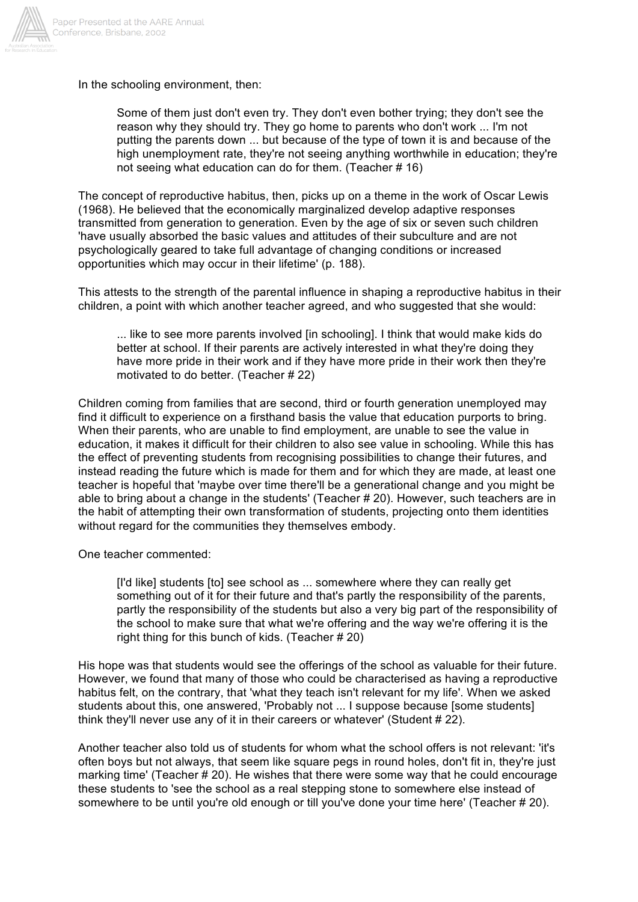In the schooling environment, then:

> Some of them just don't even try. They don't even bother trying; they don't see the reason why they should try. They go home to parents who don't work ... I'm not putting the parents down ... but because of the type of town it is and because of the high unemployment rate, they're not seeing anything worthwhile in education; they're not seeing what education can do for them. (Teacher # 16)

The concept of reproductive habitus, then, picks up on a theme in the work of Oscar Lewis (1968). He believed that the economically marginalized develop adaptive responses transmitted from generation to generation. Even by the age of six or seven such children 'have usually absorbed the basic values and attitudes of their subculture and are not psychologically geared to take full advantage of changing conditions or increased opportunities which may occur in their lifetime' (p. 188).

This attests to the strength of the parental influence in shaping a reproductive habitus in their children, a point with which another teacher agreed, and who suggested that she would:

> ... like to see more parents involved [in schooling]. I think that would make kids do better at school. If their parents are actively interested in what they're doing they have more pride in their work and if they have more pride in their work then they're motivated to do better. (Teacher # 22)

Children coming from families that are second, third or fourth generation unemployed may find it difficult to experience on a firsthand basis the value that education purports to bring. When their parents, who are unable to find employment, are unable to see the value in education, it makes it difficult for their children to also see value in schooling. While this has the effect of preventing students from recognising possibilities to change their futures, and instead reading the future which is made for them and for which they are made, at least one teacher is hopeful that 'maybe over time there'll be a generational change and you might be able to bring about a change in the students' (Teacher # 20). However, such teachers are in the habit of attempting their own transformation of students, projecting onto them identities without regard for the communities they themselves embody.

One teacher commented:

> [I'd like] students [to] see school as ... somewhere where they can really get something out of it for their future and that's partly the responsibility of the parents, partly the responsibility of the students but also a very big part of the responsibility of the school to make sure that what we're offering and the way we're offering it is the right thing for this bunch of kids. (Teacher # 20)

His hope was that students would see the offerings of the school as valuable for their future. However, we found that many of those who could be characterised as having a reproductive habitus felt, on the contrary, that 'what they teach isn't relevant for my life'. When we asked students about this, one answered, 'Probably not ... I suppose because [some students] think they'll never use any of it in their careers or whatever' (Student # 22).

Another teacher also told us of students for whom what the school offers is not relevant: 'it's often boys but not always, that seem like square pegs in round holes, don't fit in, they're just marking time' (Teacher # 20). He wishes that there were some way that he could encourage these students to 'see the school as a real stepping stone to somewhere else instead of somewhere to be until you're old enough or till you've done your time here' (Teacher # 20).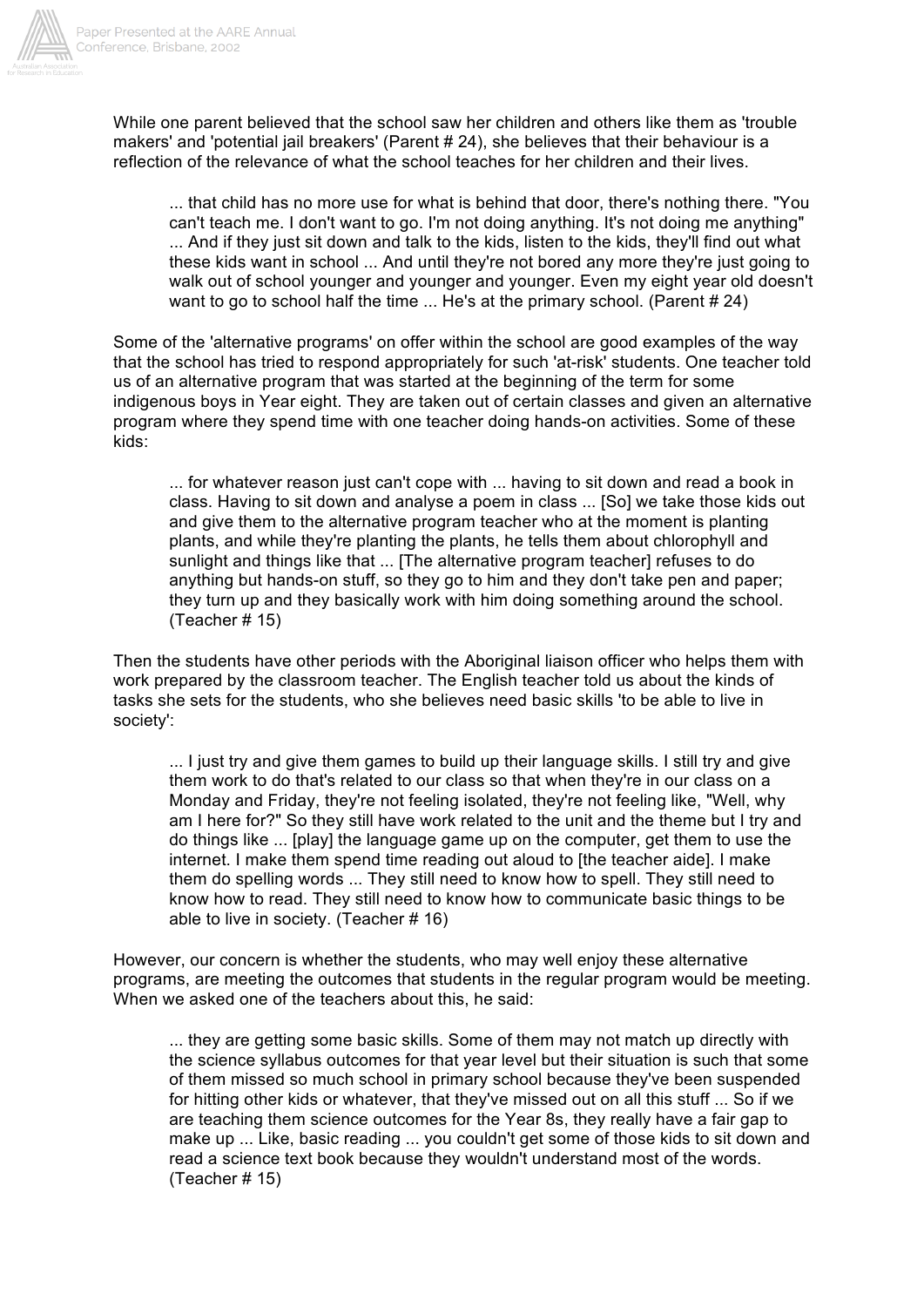While one parent believed that the school saw her children and others like them as 'trouble makers' and 'potential jail breakers' (Parent # 24), she believes that their behaviour is a reflection of the relevance of what the school teaches for her children and their lives.

> ... that child has no more use for what is behind that door, there's nothing there. "You can't teach me. I don't want to go. I'm not doing anything. It's not doing me anything" ... And if they just sit down and talk to the kids, listen to the kids, they'll find out what these kids want in school ... And until they're not bored any more they're just going to walk out of school younger and younger and younger. Even my eight year old doesn't want to go to school half the time ... He's at the primary school. (Parent # 24)

Some of the 'alternative programs' on offer within the school are good examples of the way that the school has tried to respond appropriately for such 'at-risk' students. One teacher told us of an alternative program that was started at the beginning of the term for some indigenous boys in Year eight. They are taken out of certain classes and given an alternative program where they spend time with one teacher doing hands-on activities. Some of these kids:

> ... for whatever reason just can't cope with ... having to sit down and read a book in class. Having to sit down and analyse a poem in class ... [So] we take those kids out and give them to the alternative program teacher who at the moment is planting plants, and while they're planting the plants, he tells them about chlorophyll and sunlight and things like that ... [The alternative program teacher] refuses to do anything but hands-on stuff, so they go to him and they don't take pen and paper; they turn up and they basically work with him doing something around the school. (Teacher # 15)

Then the students have other periods with the Aboriginal liaison officer who helps them with work prepared by the classroom teacher. The English teacher told us about the kinds of tasks she sets for the students, who she believes need basic skills 'to be able to live in society':

> ... I just try and give them games to build up their language skills. I still try and give them work to do that's related to our class so that when they're in our class on a Monday and Friday, they're not feeling isolated, they're not feeling like, "Well, why am I here for?" So they still have work related to the unit and the theme but I try and do things like ... [play] the language game up on the computer, get them to use the internet. I make them spend time reading out aloud to [the teacher aide]. I make them do spelling words ... They still need to know how to spell. They still need to know how to read. They still need to know how to communicate basic things to be able to live in society. (Teacher # 16)

However, our concern is whether the students, who may well enjoy these alternative programs, are meeting the outcomes that students in the regular program would be meeting. When we asked one of the teachers about this, he said:

> ... they are getting some basic skills. Some of them may not match up directly with the science syllabus outcomes for that year level but their situation is such that some of them missed so much school in primary school because they've been suspended for hitting other kids or whatever, that they've missed out on all this stuff ... So if we are teaching them science outcomes for the Year 8s, they really have a fair gap to make up ... Like, basic reading ... you couldn't get some of those kids to sit down and read a science text book because they wouldn't understand most of the words. (Teacher # 15)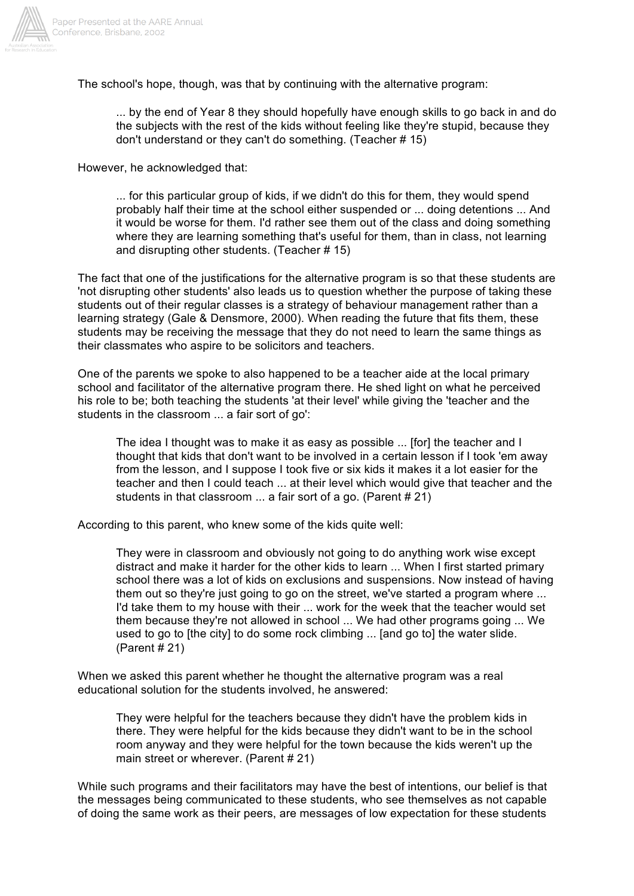The school's hope, though, was that by continuing with the alternative program:

> ... by the end of Year 8 they should hopefully have enough skills to go back in and do the subjects with the rest of the kids without feeling like they're stupid, because they don't understand or they can't do something. (Teacher # 15)

However, he acknowledged that:

> ... for this particular group of kids, if we didn't do this for them, they would spend probably half their time at the school either suspended or ... doing detentions ... And it would be worse for them. I'd rather see them out of the class and doing something where they are learning something that's useful for them, than in class, not learning and disrupting other students. (Teacher # 15)

The fact that one of the justifications for the alternative program is so that these students are 'not disrupting other students' also leads us to question whether the purpose of taking these students out of their regular classes is a strategy of behaviour management rather than a learning strategy (Gale & Densmore, 2000). When reading the future that fits them, these students may be receiving the message that they do not need to learn the same things as their classmates who aspire to be solicitors and teachers.

One of the parents we spoke to also happened to be a teacher aide at the local primary school and facilitator of the alternative program there. He shed light on what he perceived his role to be; both teaching the students 'at their level' while giving the 'teacher and the students in the classroom ... a fair sort of go':

> The idea I thought was to make it as easy as possible ... [for] the teacher and I thought that kids that don't want to be involved in a certain lesson if I took 'em away from the lesson, and I suppose I took five or six kids it makes it a lot easier for the teacher and then I could teach ... at their level which would give that teacher and the students in that classroom ... a fair sort of a go. (Parent # 21)

According to this parent, who knew some of the kids quite well:

> They were in classroom and obviously not going to do anything work wise except distract and make it harder for the other kids to learn ... When I first started primary school there was a lot of kids on exclusions and suspensions. Now instead of having them out so they're just going to go on the street, we've started a program where ... I'd take them to my house with their ... work for the week that the teacher would set them because they're not allowed in school ... We had other programs going ... We used to go to [the city] to do some rock climbing ... [and go to] the water slide. (Parent # 21)

When we asked this parent whether he thought the alternative program was a real educational solution for the students involved, he answered:

> They were helpful for the teachers because they didn't have the problem kids in there. They were helpful for the kids because they didn't want to be in the school room anyway and they were helpful for the town because the kids weren't up the main street or wherever. (Parent # 21)

While such programs and their facilitators may have the best of intentions, our belief is that the messages being communicated to these students, who see themselves as not capable of doing the same work as their peers, are messages of low expectation for these students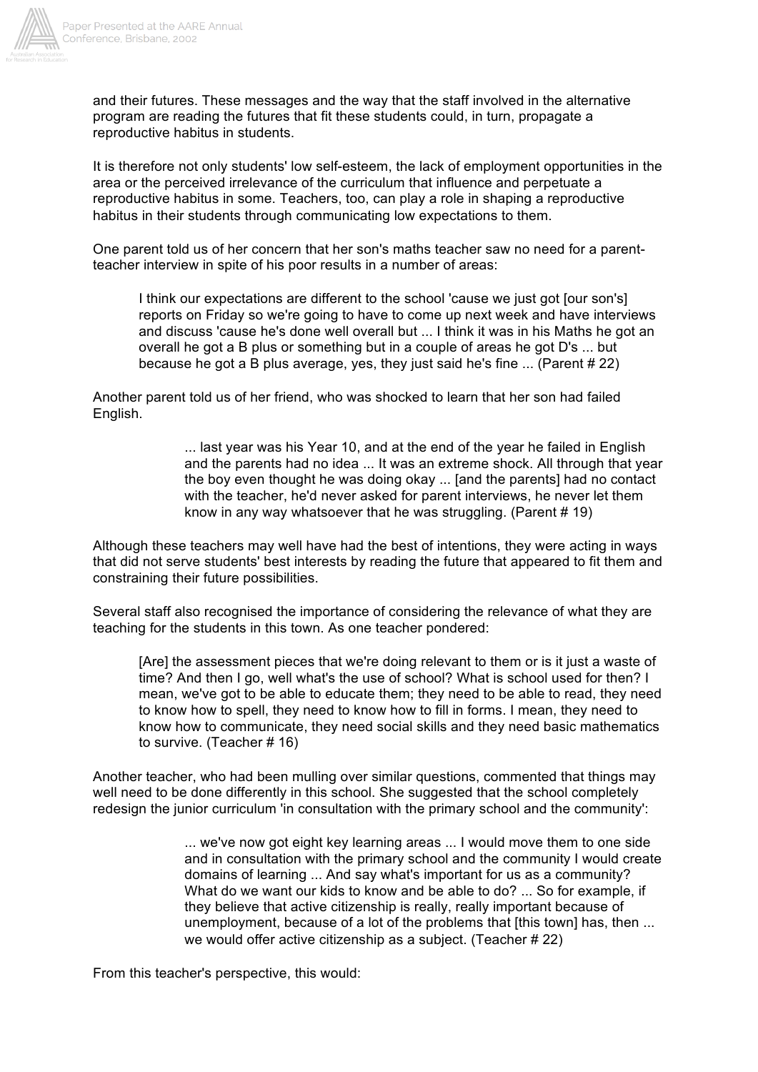and their futures. These messages and the way that the staff involved in the alternative program are reading the futures that fit these students could, in turn, propagate a reproductive habitus in students.

It is therefore not only students' low self-esteem, the lack of employment opportunities in the area or the perceived irrelevance of the curriculum that influence and perpetuate a reproductive habitus in some. Teachers, too, can play a role in shaping a reproductive habitus in their students through communicating low expectations to them.

One parent told us of her concern that her son's maths teacher saw no need for a parent-teacher interview in spite of his poor results in a number of areas:

> I think our expectations are different to the school 'cause we just got [our son's] reports on Friday so we're going to have to come up next week and have interviews and discuss 'cause he's done well overall but ... I think it was in his Maths he got an overall he got a B plus or something but in a couple of areas he got D's ... but because he got a B plus average, yes, they just said he's fine ... (Parent # 22)

Another parent told us of her friend, who was shocked to learn that her son had failed English.

> ... last year was his Year 10, and at the end of the year he failed in English and the parents had no idea ... It was an extreme shock. All through that year the boy even thought he was doing okay ... [and the parents] had no contact with the teacher, he'd never asked for parent interviews, he never let them know in any way whatsoever that he was struggling. (Parent # 19)

Although these teachers may well have had the best of intentions, they were acting in ways that did not serve students' best interests by reading the future that appeared to fit them and constraining their future possibilities.

Several staff also recognised the importance of considering the relevance of what they are teaching for the students in this town. As one teacher pondered:

> [Are] the assessment pieces that we're doing relevant to them or is it just a waste of time? And then I go, well what's the use of school? What is school used for then? I mean, we've got to be able to educate them; they need to be able to read, they need to know how to spell, they need to know how to fill in forms. I mean, they need to know how to communicate, they need social skills and they need basic mathematics to survive. (Teacher # 16)

Another teacher, who had been mulling over similar questions, commented that things may well need to be done differently in this school. She suggested that the school completely redesign the junior curriculum 'in consultation with the primary school and the community':

> ... we've now got eight key learning areas ... I would move them to one side and in consultation with the primary school and the community I would create domains of learning ... And say what's important for us as a community? What do we want our kids to know and be able to do? ... So for example, if they believe that active citizenship is really, really important because of unemployment, because of a lot of the problems that [this town] has, then ... we would offer active citizenship as a subject. (Teacher # 22)

From this teacher's perspective, this would: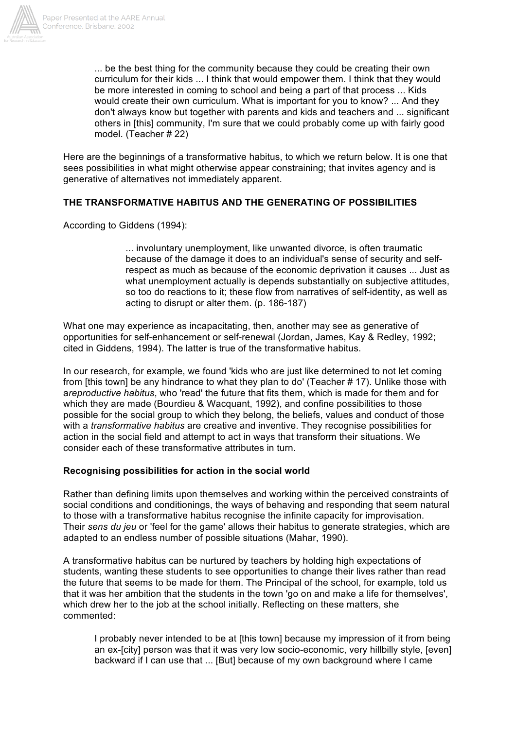> ... be the best thing for the community because they could be creating their own curriculum for their kids ... I think that would empower them. I think that they would be more interested in coming to school and being a part of that process ... Kids would create their own curriculum. What is important for you to know? ... And they don't always know but together with parents and kids and teachers and ... significant others in [this] community, I'm sure that we could probably come up with fairly good model. (Teacher # 22)

Here are the beginnings of a transformative habitus, to which we return below. It is one that sees possibilities in what might otherwise appear constraining; that invites agency and is generative of alternatives not immediately apparent.

**THE TRANSFORMATIVE HABITUS AND THE GENERATING OF POSSIBILITIES**

According to Giddens (1994):

> ... involuntary unemployment, like unwanted divorce, is often traumatic because of the damage it does to an individual's sense of security and self-respect as much as because of the economic deprivation it causes ... Just as what unemployment actually is depends substantially on subjective attitudes, so too do reactions to it; these flow from narratives of self-identity, as well as acting to disrupt or alter them. (p. 186-187)

What one may experience as incapacitating, then, another may see as generative of opportunities for self-enhancement or self-renewal (Jordan, James, Kay & Redley, 1992; cited in Giddens, 1994). The latter is true of the transformative habitus.

In our research, for example, we found 'kids who are just like determined to not let coming from [this town] be any hindrance to what they plan to do' (Teacher # 17). Unlike those with a *reproductive habitus*, who 'read' the future that fits them, which is made for them and for which they are made (Bourdieu & Wacquant, 1992), and confine possibilities to those possible for the social group to which they belong, the beliefs, values and conduct of those with a *transformative habitus* are creative and inventive. They recognise possibilities for action in the social field and attempt to act in ways that transform their situations. We consider each of these transformative attributes in turn.

**Recognising possibilities for action in the social world**

Rather than defining limits upon themselves and working within the perceived constraints of social conditions and conditionings, the ways of behaving and responding that seem natural to those with a transformative habitus recognise the infinite capacity for improvisation. Their *sens du jeu* or 'feel for the game' allows their habitus to generate strategies, which are adapted to an endless number of possible situations (Mahar, 1990).

A transformative habitus can be nurtured by teachers by holding high expectations of students, wanting these students to see opportunities to change their lives rather than read the future that seems to be made for them. The Principal of the school, for example, told us that it was her ambition that the students in the town 'go on and make a life for themselves', which drew her to the job at the school initially. Reflecting on these matters, she commented:

> I probably never intended to be at [this town] because my impression of it from being an ex-[city] person was that it was very low socio-economic, very hillbilly style, [even] backward if I can use that ... [But] because of my own background where I came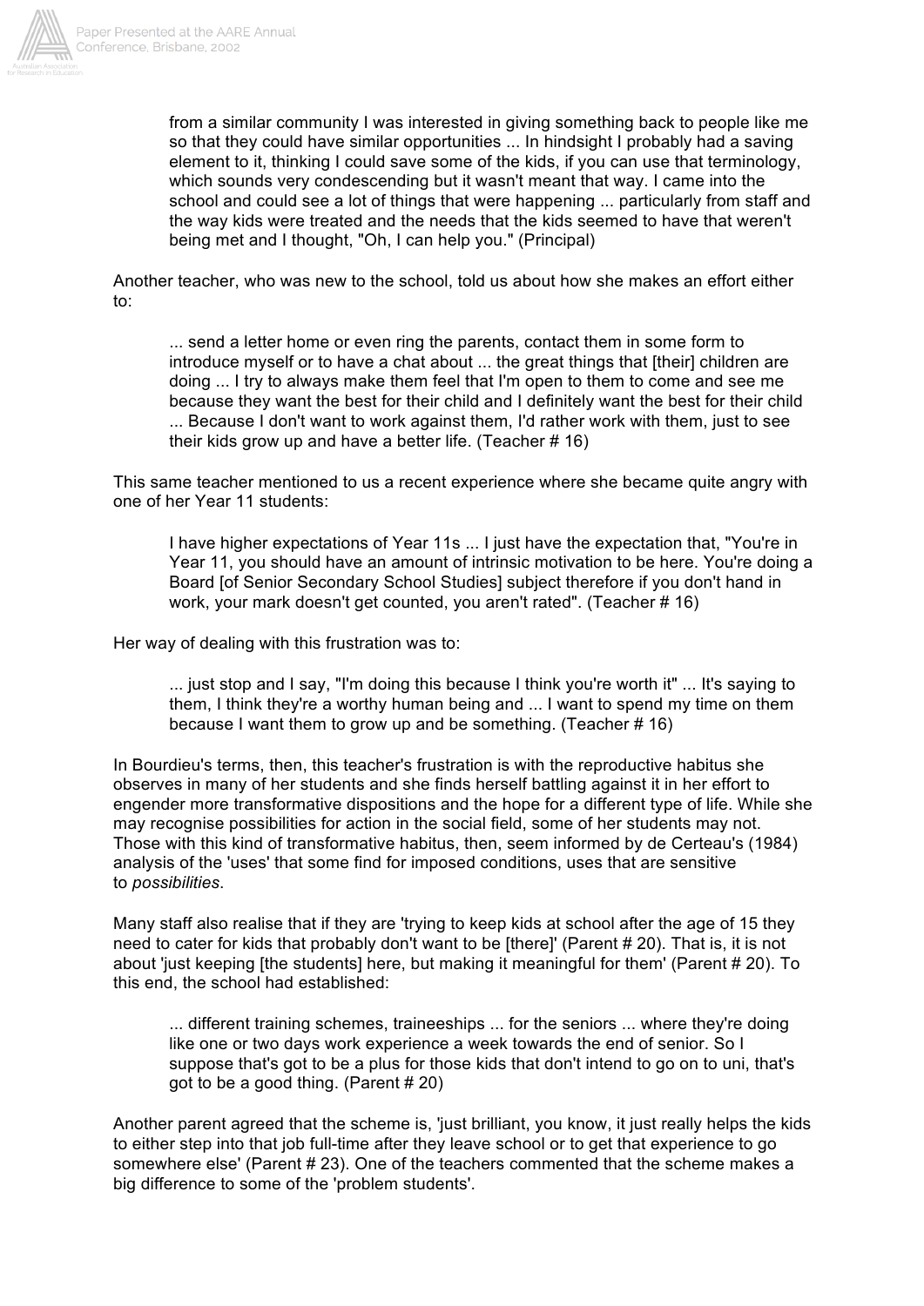> from a similar community I was interested in giving something back to people like me so that they could have similar opportunities ... In hindsight I probably had a saving element to it, thinking I could save some of the kids, if you can use that terminology, which sounds very condescending but it wasn't meant that way. I came into the school and could see a lot of things that were happening ... particularly from staff and the way kids were treated and the needs that the kids seemed to have that weren't being met and I thought, "Oh, I can help you." (Principal)

Another teacher, who was new to the school, told us about how she makes an effort either to:

> ... send a letter home or even ring the parents, contact them in some form to introduce myself or to have a chat about ... the great things that [their] children are doing ... I try to always make them feel that I'm open to them to come and see me because they want the best for their child and I definitely want the best for their child ... Because I don't want to work against them, I'd rather work with them, just to see their kids grow up and have a better life. (Teacher # 16)

This same teacher mentioned to us a recent experience where she became quite angry with one of her Year 11 students:

> I have higher expectations of Year 11s ... I just have the expectation that, "You're in Year 11, you should have an amount of intrinsic motivation to be here. You're doing a Board [of Senior Secondary School Studies] subject therefore if you don't hand in work, your mark doesn't get counted, you aren't rated". (Teacher # 16)

Her way of dealing with this frustration was to:

> ... just stop and I say, "I'm doing this because I think you're worth it" ... It's saying to them, I think they're a worthy human being and ... I want to spend my time on them because I want them to grow up and be something. (Teacher # 16)

In Bourdieu's terms, then, this teacher's frustration is with the reproductive habitus she observes in many of her students and she finds herself battling against it in her effort to engender more transformative dispositions and the hope for a different type of life. While she may recognise possibilities for action in the social field, some of her students may not. Those with this kind of transformative habitus, then, seem informed by de Certeau's (1984) analysis of the 'uses' that some find for imposed conditions, uses that are sensitive to *possibilities*.

Many staff also realise that if they are 'trying to keep kids at school after the age of 15 they need to cater for kids that probably don't want to be [there]' (Parent # 20). That is, it is not about 'just keeping [the students] here, but making it meaningful for them' (Parent # 20). To this end, the school had established:

> ... different training schemes, traineeships ... for the seniors ... where they're doing like one or two days work experience a week towards the end of senior. So I suppose that's got to be a plus for those kids that don't intend to go on to uni, that's got to be a good thing. (Parent # 20)

Another parent agreed that the scheme is, 'just brilliant, you know, it just really helps the kids to either step into that job full-time after they leave school or to get that experience to go somewhere else' (Parent # 23). One of the teachers commented that the scheme makes a big difference to some of the 'problem students'.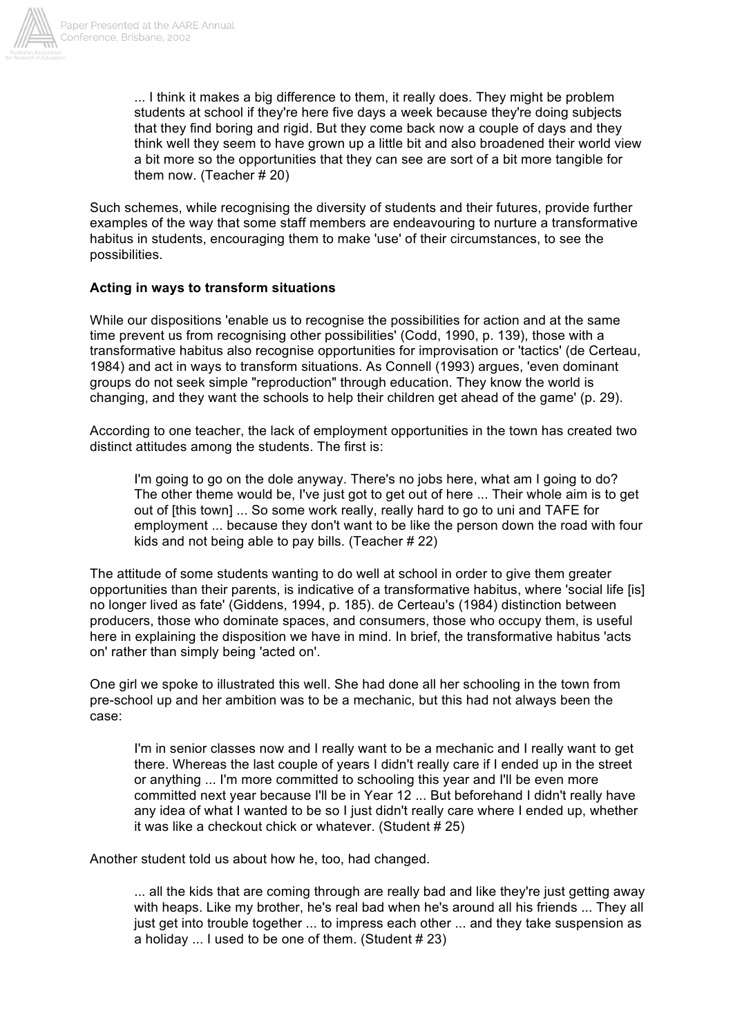> ... I think it makes a big difference to them, it really does. They might be problem students at school if they're here five days a week because they're doing subjects that they find boring and rigid. But they come back now a couple of days and they think well they seem to have grown up a little bit and also broadened their world view a bit more so the opportunities that they can see are sort of a bit more tangible for them now. (Teacher # 20)

Such schemes, while recognising the diversity of students and their futures, provide further examples of the way that some staff members are endeavouring to nurture a transformative habitus in students, encouraging them to make 'use' of their circumstances, to see the possibilities.

**Acting in ways to transform situations**

While our dispositions 'enable us to recognise the possibilities for action and at the same time prevent us from recognising other possibilities' (Codd, 1990, p. 139), those with a transformative habitus also recognise opportunities for improvisation or 'tactics' (de Certeau, 1984) and act in ways to transform situations. As Connell (1993) argues, 'even dominant groups do not seek simple "reproduction" through education. They know the world is changing, and they want the schools to help their children get ahead of the game' (p. 29).

According to one teacher, the lack of employment opportunities in the town has created two distinct attitudes among the students. The first is:

> I'm going to go on the dole anyway. There's no jobs here, what am I going to do? The other theme would be, I've just got to get out of here ... Their whole aim is to get out of [this town] ... So some work really, really hard to go to uni and TAFE for employment ... because they don't want to be like the person down the road with four kids and not being able to pay bills. (Teacher # 22)

The attitude of some students wanting to do well at school in order to give them greater opportunities than their parents, is indicative of a transformative habitus, where 'social life [is] no longer lived as fate' (Giddens, 1994, p. 185). de Certeau's (1984) distinction between producers, those who dominate spaces, and consumers, those who occupy them, is useful here in explaining the disposition we have in mind. In brief, the transformative habitus 'acts on' rather than simply being 'acted on'.

One girl we spoke to illustrated this well. She had done all her schooling in the town from pre-school up and her ambition was to be a mechanic, but this had not always been the case:

> I'm in senior classes now and I really want to be a mechanic and I really want to get there. Whereas the last couple of years I didn't really care if I ended up in the street or anything ... I'm more committed to schooling this year and I'll be even more committed next year because I'll be in Year 12 ... But beforehand I didn't really have any idea of what I wanted to be so I just didn't really care where I ended up, whether it was like a checkout chick or whatever. (Student # 25)

Another student told us about how he, too, had changed.

> ... all the kids that are coming through are really bad and like they're just getting away with heaps. Like my brother, he's real bad when he's around all his friends ... They all just get into trouble together ... to impress each other ... and they take suspension as a holiday ... I used to be one of them. (Student # 23)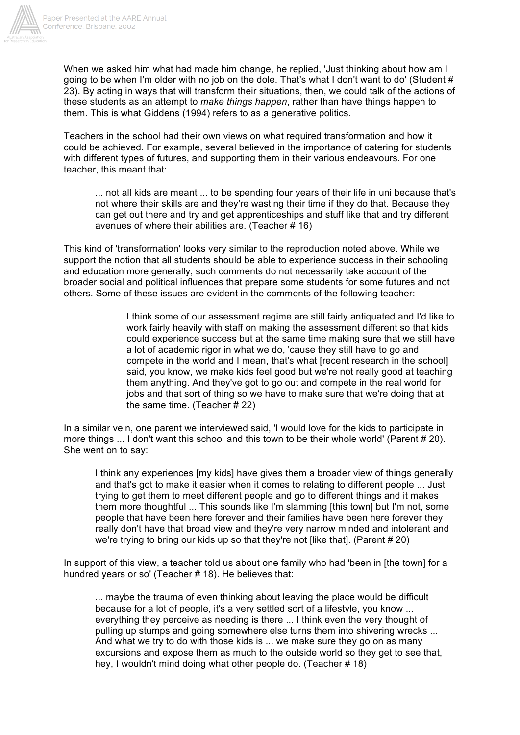When we asked him what had made him change, he replied, 'Just thinking about how am I going to be when I'm older with no job on the dole. That's what I don't want to do' (Student # 23). By acting in ways that will transform their situations, then, we could talk of the actions of these students as an attempt to *make things happen*, rather than have things happen to them. This is what Giddens (1994) refers to as a generative politics.

Teachers in the school had their own views on what required transformation and how it could be achieved. For example, several believed in the importance of catering for students with different types of futures, and supporting them in their various endeavours. For one teacher, this meant that:

> ... not all kids are meant ... to be spending four years of their life in uni because that's not where their skills are and they're wasting their time if they do that. Because they can get out there and try and get apprenticeships and stuff like that and try different avenues of where their abilities are. (Teacher # 16)

This kind of 'transformation' looks very similar to the reproduction noted above. While we support the notion that all students should be able to experience success in their schooling and education more generally, such comments do not necessarily take account of the broader social and political influences that prepare some students for some futures and not others. Some of these issues are evident in the comments of the following teacher:

> I think some of our assessment regime are still fairly antiquated and I'd like to work fairly heavily with staff on making the assessment different so that kids could experience success but at the same time making sure that we still have a lot of academic rigor in what we do, 'cause they still have to go and compete in the world and I mean, that's what [recent research in the school] said, you know, we make kids feel good but we're not really good at teaching them anything. And they've got to go out and compete in the real world for jobs and that sort of thing so we have to make sure that we're doing that at the same time. (Teacher # 22)

In a similar vein, one parent we interviewed said, 'I would love for the kids to participate in more things ... I don't want this school and this town to be their whole world' (Parent # 20). She went on to say:

> I think any experiences [my kids] have gives them a broader view of things generally and that's got to make it easier when it comes to relating to different people ... Just trying to get them to meet different people and go to different things and it makes them more thoughtful ... This sounds like I'm slamming [this town] but I'm not, some people that have been here forever and their families have been here forever they really don't have that broad view and they're very narrow minded and intolerant and we're trying to bring our kids up so that they're not [like that]. (Parent # 20)

In support of this view, a teacher told us about one family who had 'been in [the town] for a hundred years or so' (Teacher # 18). He believes that:

> ... maybe the trauma of even thinking about leaving the place would be difficult because for a lot of people, it's a very settled sort of a lifestyle, you know ... everything they perceive as needing is there ... I think even the very thought of pulling up stumps and going somewhere else turns them into shivering wrecks ... And what we try to do with those kids is ... we make sure they go on as many excursions and expose them as much to the outside world so they get to see that, hey, I wouldn't mind doing what other people do. (Teacher # 18)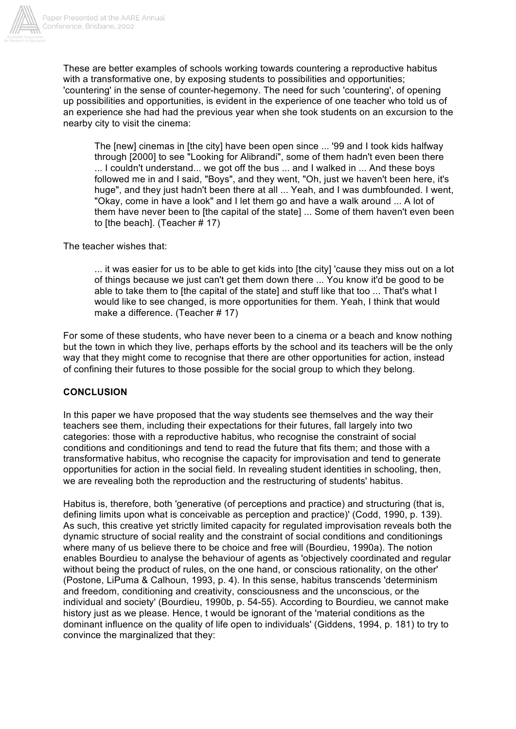These are better examples of schools working towards countering a reproductive habitus with a transformative one, by exposing students to possibilities and opportunities; 'countering' in the sense of counter-hegemony. The need for such 'countering', of opening up possibilities and opportunities, is evident in the experience of one teacher who told us of an experience she had had the previous year when she took students on an excursion to the nearby city to visit the cinema:

> The [new] cinemas in [the city] have been open since ... '99 and I took kids halfway through [2000] to see "Looking for Alibrandi", some of them hadn't even been there ... I couldn't understand... we got off the bus ... and I walked in ... And these boys followed me in and I said, "Boys", and they went, "Oh, just we haven't been here, it's huge", and they just hadn't been there at all ... Yeah, and I was dumbfounded. I went, "Okay, come in have a look" and I let them go and have a walk around ... A lot of them have never been to [the capital of the state] ... Some of them haven't even been to [the beach]. (Teacher # 17)

The teacher wishes that:

> ... it was easier for us to be able to get kids into [the city] 'cause they miss out on a lot of things because we just can't get them down there ... You know it'd be good to be able to take them to [the capital of the state] and stuff like that too ... That's what I would like to see changed, is more opportunities for them. Yeah, I think that would make a difference. (Teacher # 17)

For some of these students, who have never been to a cinema or a beach and know nothing but the town in which they live, perhaps efforts by the school and its teachers will be the only way that they might come to recognise that there are other opportunities for action, instead of confining their futures to those possible for the social group to which they belong.

**CONCLUSION**

In this paper we have proposed that the way students see themselves and the way their teachers see them, including their expectations for their futures, fall largely into two categories: those with a reproductive habitus, who recognise the constraint of social conditions and conditionings and tend to read the future that fits them; and those with a transformative habitus, who recognise the capacity for improvisation and tend to generate opportunities for action in the social field. In revealing student identities in schooling, then, we are revealing both the reproduction and the restructuring of students' habitus.

Habitus is, therefore, both 'generative (of perceptions and practice) and structuring (that is, defining limits upon what is conceivable as perception and practice)' (Codd, 1990, p. 139). As such, this creative yet strictly limited capacity for regulated improvisation reveals both the dynamic structure of social reality and the constraint of social conditions and conditionings where many of us believe there to be choice and free will (Bourdieu, 1990a). The notion enables Bourdieu to analyse the behaviour of agents as 'objectively coordinated and regular without being the product of rules, on the one hand, or conscious rationality, on the other' (Postone, LiPuma & Calhoun, 1993, p. 4). In this sense, habitus transcends 'determinism and freedom, conditioning and creativity, consciousness and the unconscious, or the individual and society' (Bourdieu, 1990b, p. 54-55). According to Bourdieu, we cannot make history just as we please. Hence, t would be ignorant of the 'material conditions as the dominant influence on the quality of life open to individuals' (Giddens, 1994, p. 181) to try to convince the marginalized that they: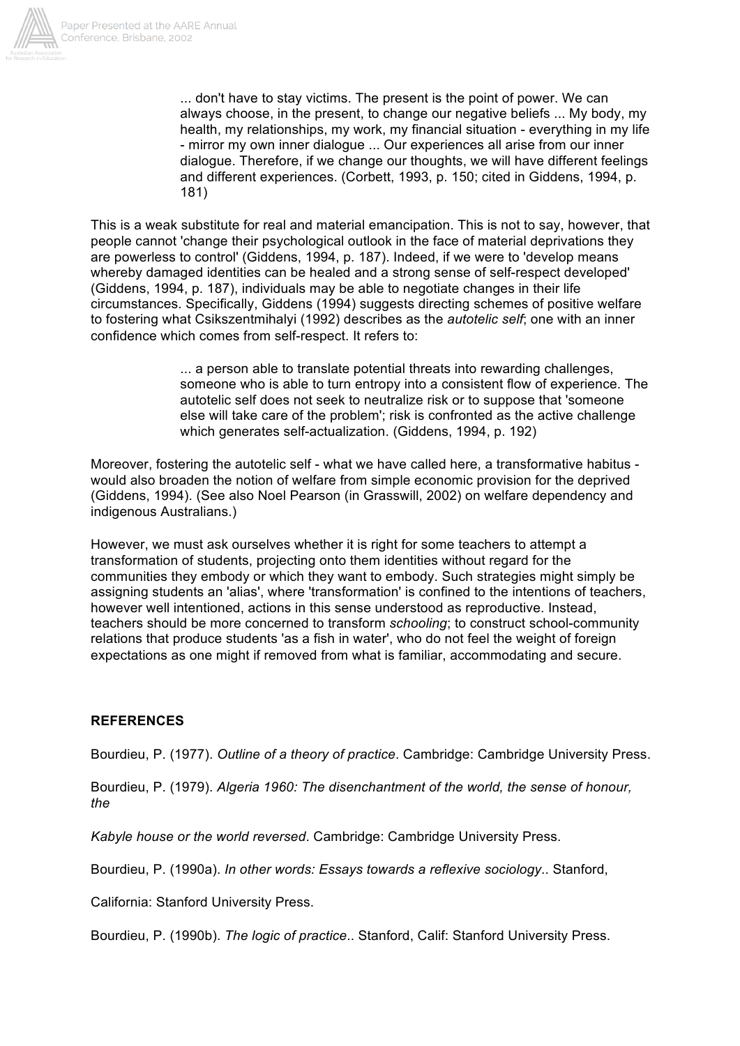> ... don't have to stay victims. The present is the point of power. We can always choose, in the present, to change our negative beliefs ... My body, my health, my relationships, my work, my financial situation - everything in my life - mirror my own inner dialogue ... Our experiences all arise from our inner dialogue. Therefore, if we change our thoughts, we will have different feelings and different experiences. (Corbett, 1993, p. 150; cited in Giddens, 1994, p. 181)

This is a weak substitute for real and material emancipation. This is not to say, however, that people cannot 'change their psychological outlook in the face of material deprivations they are powerless to control' (Giddens, 1994, p. 187). Indeed, if we were to 'develop means whereby damaged identities can be healed and a strong sense of self-respect developed' (Giddens, 1994, p. 187), individuals may be able to negotiate changes in their life circumstances. Specifically, Giddens (1994) suggests directing schemes of positive welfare to fostering what Csikszentmihalyi (1992) describes as the *autotelic self*; one with an inner confidence which comes from self-respect. It refers to:

> ... a person able to translate potential threats into rewarding challenges, someone who is able to turn entropy into a consistent flow of experience. The autotelic self does not seek to neutralize risk or to suppose that 'someone else will take care of the problem'; risk is confronted as the active challenge which generates self-actualization. (Giddens, 1994, p. 192)

Moreover, fostering the autotelic self - what we have called here, a transformative habitus - would also broaden the notion of welfare from simple economic provision for the deprived (Giddens, 1994). (See also Noel Pearson (in Grasswill, 2002) on welfare dependency and indigenous Australians.)

However, we must ask ourselves whether it is right for some teachers to attempt a transformation of students, projecting onto them identities without regard for the communities they embody or which they want to embody. Such strategies might simply be assigning students an 'alias', where 'transformation' is confined to the intentions of teachers, however well intentioned, actions in this sense understood as reproductive. Instead, teachers should be more concerned to transform *schooling*; to construct school-community relations that produce students 'as a fish in water', who do not feel the weight of foreign expectations as one might if removed from what is familiar, accommodating and secure.

**REFERENCES**

Bourdieu, P. (1977). *Outline of a theory of practice*. Cambridge: Cambridge University Press.

Bourdieu, P. (1979). *Algeria 1960: The disenchantment of the world, the sense of honour, the*

*Kabyle house or the world reversed*. Cambridge: Cambridge University Press.

Bourdieu, P. (1990a). *In other words: Essays towards a reflexive sociology*.. Stanford,

California: Stanford University Press.

Bourdieu, P. (1990b). *The logic of practice*.. Stanford, Calif: Stanford University Press.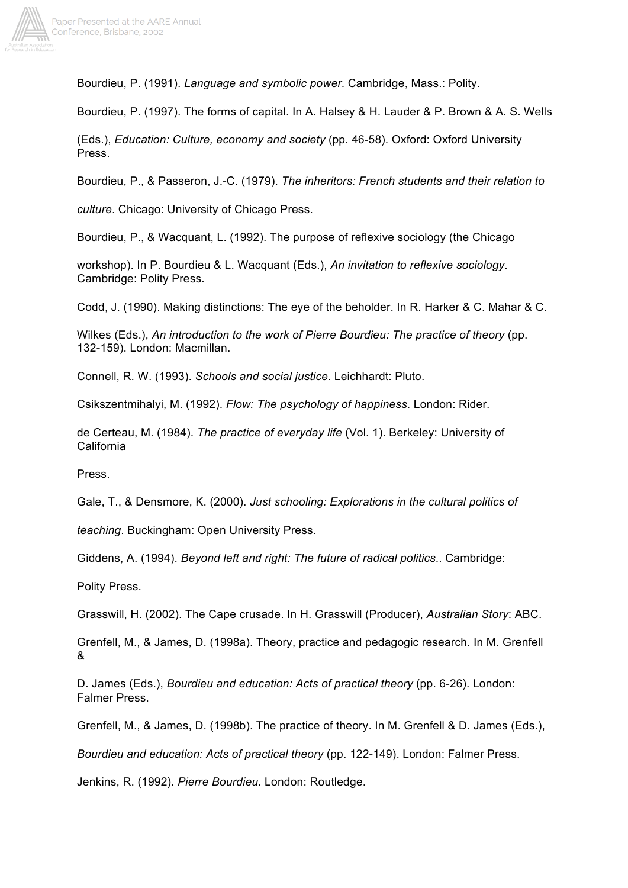Bourdieu, P. (1991). *Language and symbolic power*. Cambridge, Mass.: Polity.

Bourdieu, P. (1997). The forms of capital. In A. Halsey & H. Lauder & P. Brown & A. S. Wells (Eds.), *Education: Culture, economy and society* (pp. 46-58). Oxford: Oxford University Press.

Bourdieu, P., & Passeron, J.-C. (1979). *The inheritors: French students and their relation to culture*. Chicago: University of Chicago Press.

Bourdieu, P., & Wacquant, L. (1992). The purpose of reflexive sociology (the Chicago workshop). In P. Bourdieu & L. Wacquant (Eds.), *An invitation to reflexive sociology*. Cambridge: Polity Press.

Codd, J. (1990). Making distinctions: The eye of the beholder. In R. Harker & C. Mahar & C. Wilkes (Eds.), *An introduction to the work of Pierre Bourdieu: The practice of theory* (pp. 132-159). London: Macmillan.

Connell, R. W. (1993). *Schools and social justice*. Leichhardt: Pluto.

Csikszentmihalyi, M. (1992). *Flow: The psychology of happiness*. London: Rider.

de Certeau, M. (1984). *The practice of everyday life* (Vol. 1). Berkeley: University of California Press.

Gale, T., & Densmore, K. (2000). *Just schooling: Explorations in the cultural politics of teaching*. Buckingham: Open University Press.

Giddens, A. (1994). *Beyond left and right: The future of radical politics.*. Cambridge: Polity Press.

Grasswill, H. (2002). The Cape crusade. In H. Grasswill (Producer), *Australian Story*: ABC.

Grenfell, M., & James, D. (1998a). Theory, practice and pedagogic research. In M. Grenfell & D. James (Eds.), *Bourdieu and education: Acts of practical theory* (pp. 6-26). London: Falmer Press.

Grenfell, M., & James, D. (1998b). The practice of theory. In M. Grenfell & D. James (Eds.), *Bourdieu and education: Acts of practical theory* (pp. 122-149). London: Falmer Press.

Jenkins, R. (1992). *Pierre Bourdieu*. London: Routledge.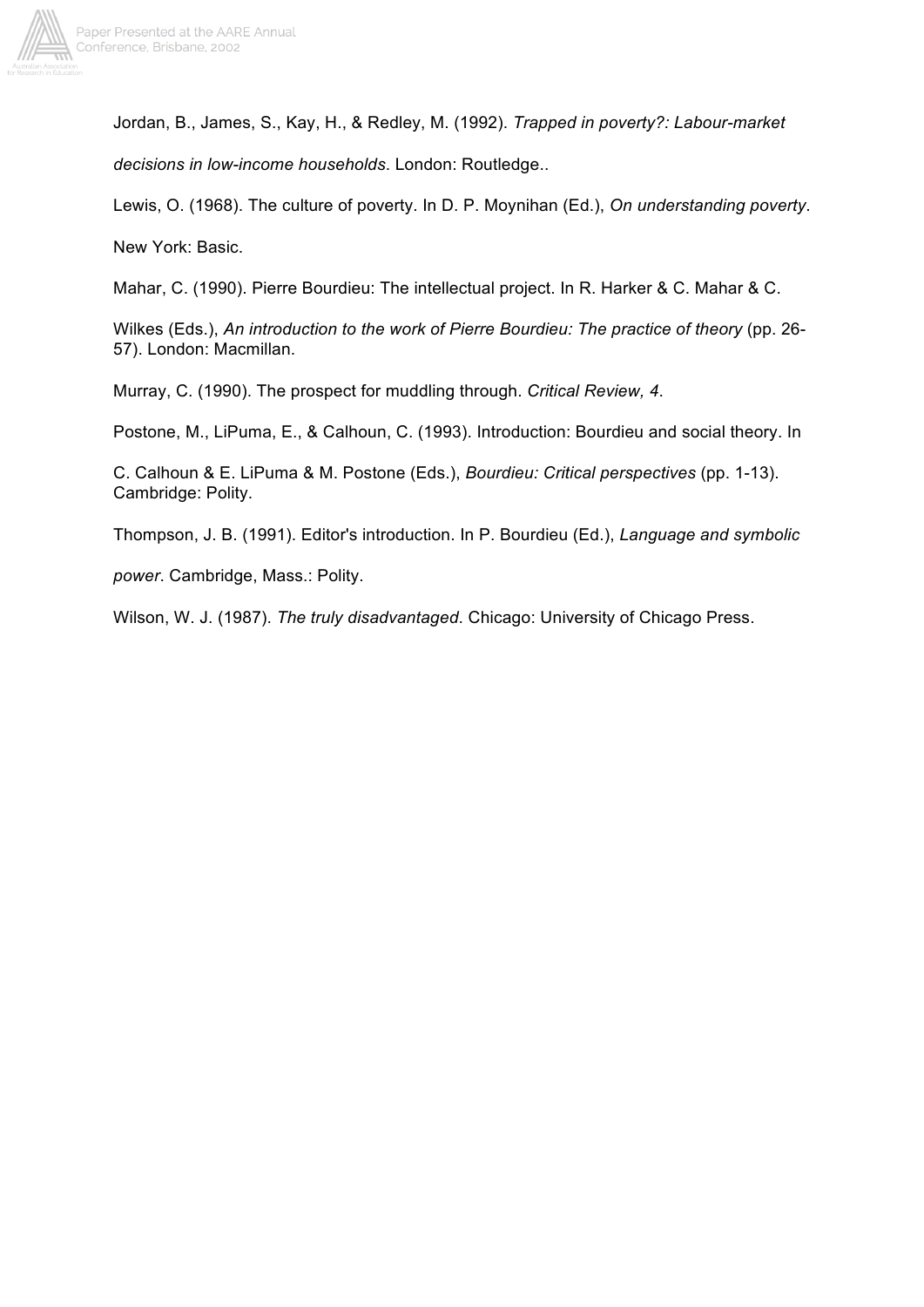Jordan, B., James, S., Kay, H., & Redley, M. (1992). *Trapped in poverty?: Labour-market decisions in low-income households*. London: Routledge..

Lewis, O. (1968). The culture of poverty. In D. P. Moynihan (Ed.), *On understanding poverty*. New York: Basic.

Mahar, C. (1990). Pierre Bourdieu: The intellectual project. In R. Harker & C. Mahar & C. Wilkes (Eds.), *An introduction to the work of Pierre Bourdieu: The practice of theory* (pp. 26-57). London: Macmillan.

Murray, C. (1990). The prospect for muddling through. *Critical Review, 4*.

Postone, M., LiPuma, E., & Calhoun, C. (1993). Introduction: Bourdieu and social theory. In C. Calhoun & E. LiPuma & M. Postone (Eds.), *Bourdieu: Critical perspectives* (pp. 1-13). Cambridge: Polity.

Thompson, J. B. (1991). Editor's introduction. In P. Bourdieu (Ed.), *Language and symbolic power*. Cambridge, Mass.: Polity.

Wilson, W. J. (1987). *The truly disadvantaged*. Chicago: University of Chicago Press.